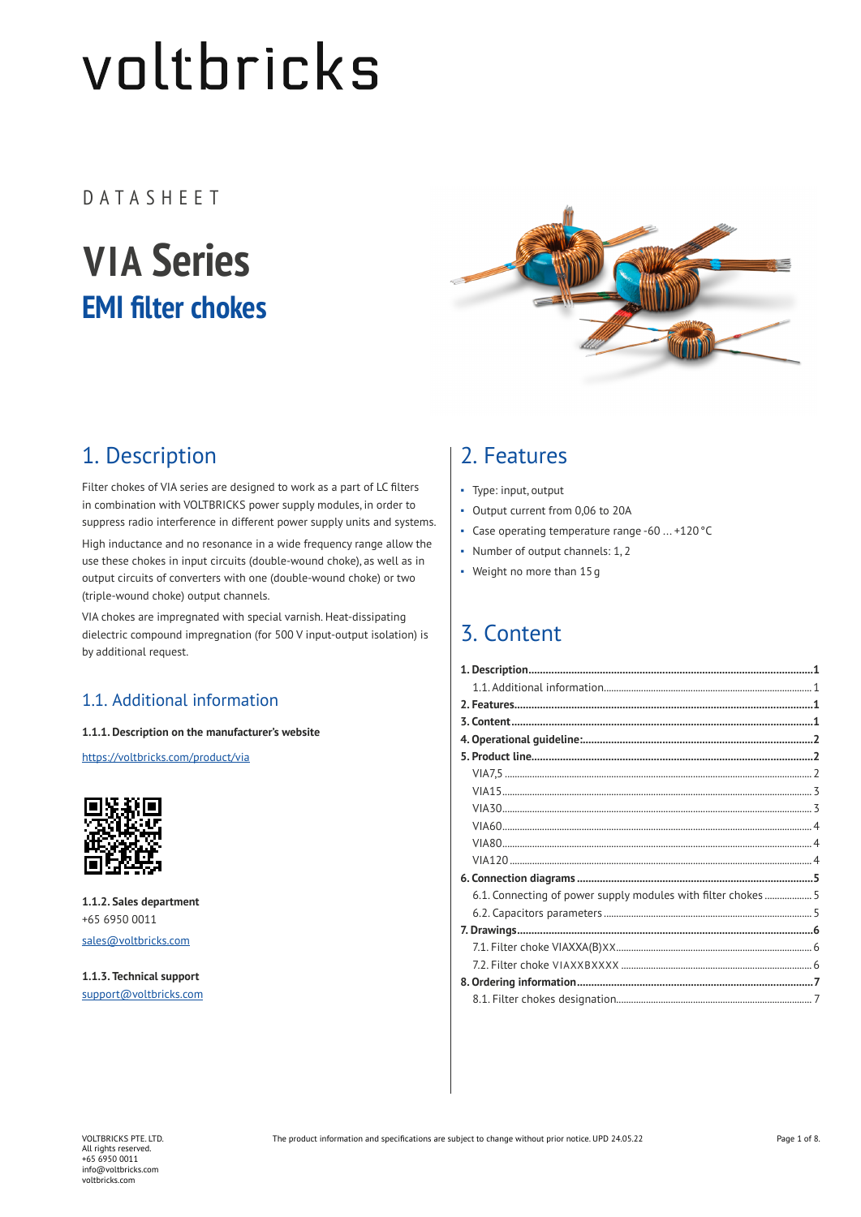voltbricks

DATASHEET

# VIA Series

## EMI filter chokes

## 1. Description

Filter chokes of VIA series are designed to work as a part of LC filters in combination with VOLTBRICKS power supply modules, in order to suppress radio interference in different power supply units and systems.

High inductance and no resonance in a wide frequency range allow the use these chokes in input circuits (double-wound choke), as well as in output circuits of converters with one (double-wound choke) or two (triple-wound choke) output channels.

VIA chokes are impregnated with special varnish. Heat-dissipating dielectric compound impregnation (for 500 V input-output isolation) is by additional request.

### 1.1. Additional information

**1.1.1. Description on the manufacturer's website**

https://voltbricks.com/product/via

**1.1.2. Sales department**

+65 6950 0011

sales@voltbricks.com

**1.1.3. Technical support**

support@voltbricks.com

## 2. Features

- Type: input, output
- Output current from 0,06 to 20A
- Case operating temperature range -60 ... +120 °C
- Number of output channels: 1, 2
- Weight no more than 15 g

## 3. Content

**1. Description** ..... **1**
  1.1. Additional information ..... 1
**2. Features** ..... **1**
**3. Content** ..... **1**
**4. Operational guideline:** ..... **2**
**5. Product line** ..... **2**
  VIA7,5 ..... 2
  VIA15 ..... 3
  VIA30 ..... 3
  VIA60 ..... 4
  VIA80 ..... 4
  VIA120 ..... 4
**6. Connection diagrams** ..... **5**
  6.1. Connecting of power supply modules with filter chokes ..... 5
  6.2. Capacitors parameters ..... 5
**7. Drawings** ..... **6**
  7.1. Filter choke VIAXXA(B)XX ..... 6
  7.2. Filter choke VIAXXBXXXX ..... 6
**8. Ordering information** ..... **7**
  8.1. Filter chokes designation ..... 7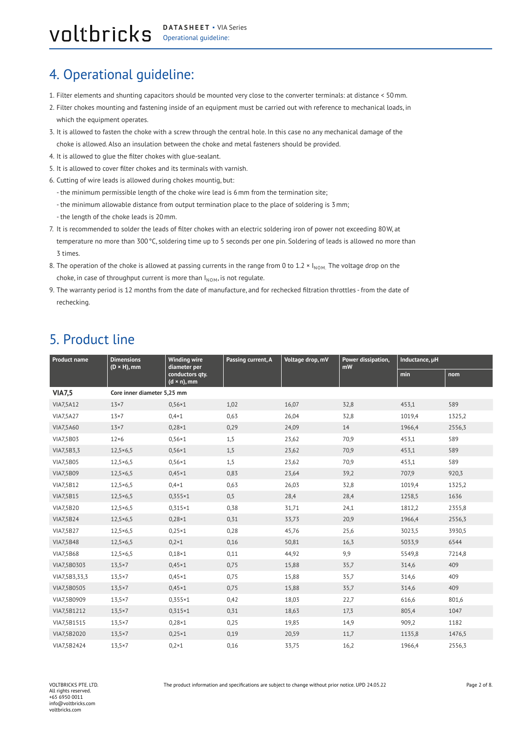# 4. Operational guideline:

1. Filter elements and shunting capacitors should be mounted very close to the converter terminals: at distance < 50 mm.
2. Filter chokes mounting and fastening inside of an equipment must be carried out with reference to mechanical loads, in which the equipment operates.
3. It is allowed to fasten the choke with a screw through the central hole. In this case no any mechanical damage of the choke is allowed. Also an insulation between the choke and metal fasteners should be provided.
4. It is allowed to glue the filter chokes with glue-sealant.
5. It is allowed to cover filter chokes and its terminals with varnish.
6. Cutting of wire leads is allowed during chokes mountig, but:
   - the minimum permissible length of the choke wire lead is 6 mm from the termination site;
   - the minimum allowable distance from output termination place to the place of soldering is 3 mm;
   - the length of the choke leads is 20 mm.
7. It is recommended to solder the leads of filter chokes with an electric soldering iron of power not exceeding 80 W, at temperature no more than 300 °C, soldering time up to 5 seconds per one pin. Soldering of leads is allowed no more than 3 times.
8. The operation of the choke is allowed at passing currents in the range from 0 to 1.2 × $I_{NOM.}$ The voltage drop on the choke, in case of throughput current is more than $I_{NOM}$, is not regulate.
9. The warranty period is 12 months from the date of manufacture, and for rechecked filtration throttles - from the date of rechecking.

# 5. Product line

| Product name | Dimensions (D × H), mm | Winding wire diameter per conductors qty. (d × n), mm | Passing current, A | Voltage drop, mV | Power dissipation, mW | Inductance, µH | |
|---|---|---|---|---|---|---|---|
| | | | | | | min | nom |
| **VIA7,5** | **Core inner diameter 5,25 mm** | | | | | | |
| VIA7,5A12 | 13×7 | 0,56×1 | 1,02 | 16,07 | 32,8 | 453,1 | 589 |
| VIA7,5A27 | 13×7 | 0,4×1 | 0,63 | 26,04 | 32,8 | 1019,4 | 1325,2 |
| VIA7,5A60 | 13×7 | 0,28×1 | 0,29 | 24,09 | 14 | 1966,4 | 2556,3 |
| VIA7,5B03 | 12×6 | 0,56×1 | 1,5 | 23,62 | 70,9 | 453,1 | 589 |
| VIA7,5B3,3 | 12,5×6,5 | 0,56×1 | 1,5 | 23,62 | 70,9 | 453,1 | 589 |
| VIA7,5B05 | 12,5×6,5 | 0,56×1 | 1,5 | 23,62 | 70,9 | 453,1 | 589 |
| VIA7,5B09 | 12,5×6,5 | 0,45×1 | 0,83 | 23,64 | 39,2 | 707,9 | 920,3 |
| VIA7,5B12 | 12,5×6,5 | 0,4×1 | 0,63 | 26,03 | 32,8 | 1019,4 | 1325,2 |
| VIA7,5B15 | 12,5×6,5 | 0,355×1 | 0,5 | 28,4 | 28,4 | 1258,5 | 1636 |
| VIA7,5B20 | 12,5×6,5 | 0,315×1 | 0,38 | 31,71 | 24,1 | 1812,2 | 2355,8 |
| VIA7,5B24 | 12,5×6,5 | 0,28×1 | 0,31 | 33,73 | 20,9 | 1966,4 | 2556,3 |
| VIA7,5B27 | 12,5×6,5 | 0,25×1 | 0,28 | 45,76 | 25,6 | 3023,5 | 3930,5 |
| VIA7,5B48 | 12,5×6,5 | 0,2×1 | 0,16 | 50,81 | 16,3 | 5033,9 | 6544 |
| VIA7,5B68 | 12,5×6,5 | 0,18×1 | 0,11 | 44,92 | 9,9 | 5549,8 | 7214,8 |
| VIA7,5B0303 | 13,5×7 | 0,45×1 | 0,75 | 15,88 | 35,7 | 314,6 | 409 |
| VIA7,5B3,33,3 | 13,5×7 | 0,45×1 | 0,75 | 15,88 | 35,7 | 314,6 | 409 |
| VIA7,5B0505 | 13,5×7 | 0,45×1 | 0,75 | 15,88 | 35,7 | 314,6 | 409 |
| VIA7,5B0909 | 13,5×7 | 0,355×1 | 0,42 | 18,03 | 22,7 | 616,6 | 801,6 |
| VIA7,5B1212 | 13,5×7 | 0,315×1 | 0,31 | 18,63 | 17,3 | 805,4 | 1047 |
| VIA7,5B1515 | 13,5×7 | 0,28×1 | 0,25 | 19,85 | 14,9 | 909,2 | 1182 |
| VIA7,5B2020 | 13,5×7 | 0,25×1 | 0,19 | 20,59 | 11,7 | 1135,8 | 1476,5 |
| VIA7,5B2424 | 13,5×7 | 0,2×1 | 0,16 | 33,75 | 16,2 | 1966,4 | 2556,3 |

VOLTBRICKS PTE. LTD.
All rights reserved.
+65 6950 0011
info@voltbricks.com
voltbricks.com

The product information and specifications are subject to change without prior notice. UPD 24.05.22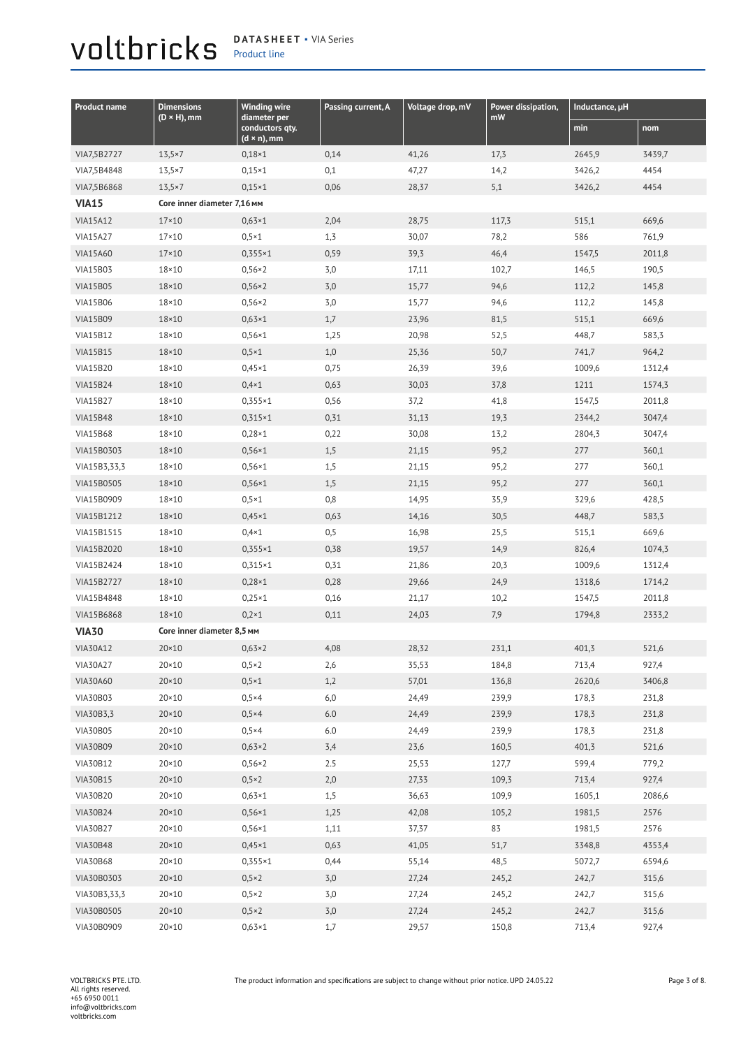| Product name | Dimensions (D × H), mm | Winding wire diameter per conductors qty. (d × n), mm | Passing current, A | Voltage drop, mV | Power dissipation, mW | Inductance, µH | |
|---|---|---|---|---|---|---|---|
| | | | | | | min | nom |
| VIA7,5B2727 | 13,5×7 | 0,18×1 | 0,14 | 41,26 | 17,3 | 2645,9 | 3439,7 |
| VIA7,5B4848 | 13,5×7 | 0,15×1 | 0,1 | 47,27 | 14,2 | 3426,2 | 4454 |
| VIA7,5B6868 | 13,5×7 | 0,15×1 | 0,06 | 28,37 | 5,1 | 3426,2 | 4454 |
| **VIA15** | **Core inner diameter 7,16 мм** | | | | | | |
| VIA15A12 | 17×10 | 0,63×1 | 2,04 | 28,75 | 117,3 | 515,1 | 669,6 |
| VIA15A27 | 17×10 | 0,5×1 | 1,3 | 30,07 | 78,2 | 586 | 761,9 |
| VIA15A60 | 17×10 | 0,355×1 | 0,59 | 39,3 | 46,4 | 1547,5 | 2011,8 |
| VIA15B03 | 18×10 | 0,56×2 | 3,0 | 17,11 | 102,7 | 146,5 | 190,5 |
| VIA15B05 | 18×10 | 0,56×2 | 3,0 | 15,77 | 94,6 | 112,2 | 145,8 |
| VIA15B06 | 18×10 | 0,56×2 | 3,0 | 15,77 | 94,6 | 112,2 | 145,8 |
| VIA15B09 | 18×10 | 0,63×1 | 1,7 | 23,96 | 81,5 | 515,1 | 669,6 |
| VIA15B12 | 18×10 | 0,56×1 | 1,25 | 20,98 | 52,5 | 448,7 | 583,3 |
| VIA15B15 | 18×10 | 0,5×1 | 1,0 | 25,36 | 50,7 | 741,7 | 964,2 |
| VIA15B20 | 18×10 | 0,45×1 | 0,75 | 26,39 | 39,6 | 1009,6 | 1312,4 |
| VIA15B24 | 18×10 | 0,4×1 | 0,63 | 30,03 | 37,8 | 1211 | 1574,3 |
| VIA15B27 | 18×10 | 0,355×1 | 0,56 | 37,2 | 41,8 | 1547,5 | 2011,8 |
| VIA15B48 | 18×10 | 0,315×1 | 0,31 | 31,13 | 19,3 | 2344,2 | 3047,4 |
| VIA15B68 | 18×10 | 0,28×1 | 0,22 | 30,08 | 13,2 | 2804,3 | 3047,4 |
| VIA15B0303 | 18×10 | 0,56×1 | 1,5 | 21,15 | 95,2 | 277 | 360,1 |
| VIA15B3,33,3 | 18×10 | 0,56×1 | 1,5 | 21,15 | 95,2 | 277 | 360,1 |
| VIA15B0505 | 18×10 | 0,56×1 | 1,5 | 21,15 | 95,2 | 277 | 360,1 |
| VIA15B0909 | 18×10 | 0,5×1 | 0,8 | 14,95 | 35,9 | 329,6 | 428,5 |
| VIA15B1212 | 18×10 | 0,45×1 | 0,63 | 14,16 | 30,5 | 448,7 | 583,3 |
| VIA15B1515 | 18×10 | 0,4×1 | 0,5 | 16,98 | 25,5 | 515,1 | 669,6 |
| VIA15B2020 | 18×10 | 0,355×1 | 0,38 | 19,57 | 14,9 | 826,4 | 1074,3 |
| VIA15B2424 | 18×10 | 0,315×1 | 0,31 | 21,86 | 20,3 | 1009,6 | 1312,4 |
| VIA15B2727 | 18×10 | 0,28×1 | 0,28 | 29,66 | 24,9 | 1318,6 | 1714,2 |
| VIA15B4848 | 18×10 | 0,25×1 | 0,16 | 21,17 | 10,2 | 1547,5 | 2011,8 |
| VIA15B6868 | 18×10 | 0,2×1 | 0,11 | 24,03 | 7,9 | 1794,8 | 2333,2 |
| **VIA30** | **Core inner diameter 8,5 мм** | | | | | | |
| VIA30A12 | 20×10 | 0,63×2 | 4,08 | 28,32 | 231,1 | 401,3 | 521,6 |
| VIA30A27 | 20×10 | 0,5×2 | 2,6 | 35,53 | 184,8 | 713,4 | 927,4 |
| VIA30A60 | 20×10 | 0,5×1 | 1,2 | 57,01 | 136,8 | 2620,6 | 3406,8 |
| VIA30B03 | 20×10 | 0,5×4 | 6,0 | 24,49 | 239,9 | 178,3 | 231,8 |
| VIA30B3,3 | 20×10 | 0,5×4 | 6.0 | 24,49 | 239,9 | 178,3 | 231,8 |
| VIA30B05 | 20×10 | 0,5×4 | 6.0 | 24,49 | 239,9 | 178,3 | 231,8 |
| VIA30B09 | 20×10 | 0,63×2 | 3,4 | 23,6 | 160,5 | 401,3 | 521,6 |
| VIA30B12 | 20×10 | 0,56×2 | 2.5 | 25,53 | 127,7 | 599,4 | 779,2 |
| VIA30B15 | 20×10 | 0,5×2 | 2,0 | 27,33 | 109,3 | 713,4 | 927,4 |
| VIA30B20 | 20×10 | 0,63×1 | 1,5 | 36,63 | 109,9 | 1605,1 | 2086,6 |
| VIA30B24 | 20×10 | 0,56×1 | 1,25 | 42,08 | 105,2 | 1981,5 | 2576 |
| VIA30B27 | 20×10 | 0,56×1 | 1,11 | 37,37 | 83 | 1981,5 | 2576 |
| VIA30B48 | 20×10 | 0,45×1 | 0,63 | 41,05 | 51,7 | 3348,8 | 4353,4 |
| VIA30B68 | 20×10 | 0,355×1 | 0,44 | 55,14 | 48,5 | 5072,7 | 6594,6 |
| VIA30B0303 | 20×10 | 0,5×2 | 3,0 | 27,24 | 245,2 | 242,7 | 315,6 |
| VIA30B3,33,3 | 20×10 | 0,5×2 | 3,0 | 27,24 | 245,2 | 242,7 | 315,6 |
| VIA30B0505 | 20×10 | 0,5×2 | 3,0 | 27,24 | 245,2 | 242,7 | 315,6 |
| VIA30B0909 | 20×10 | 0,63×1 | 1,7 | 29,57 | 150,8 | 713,4 | 927,4 |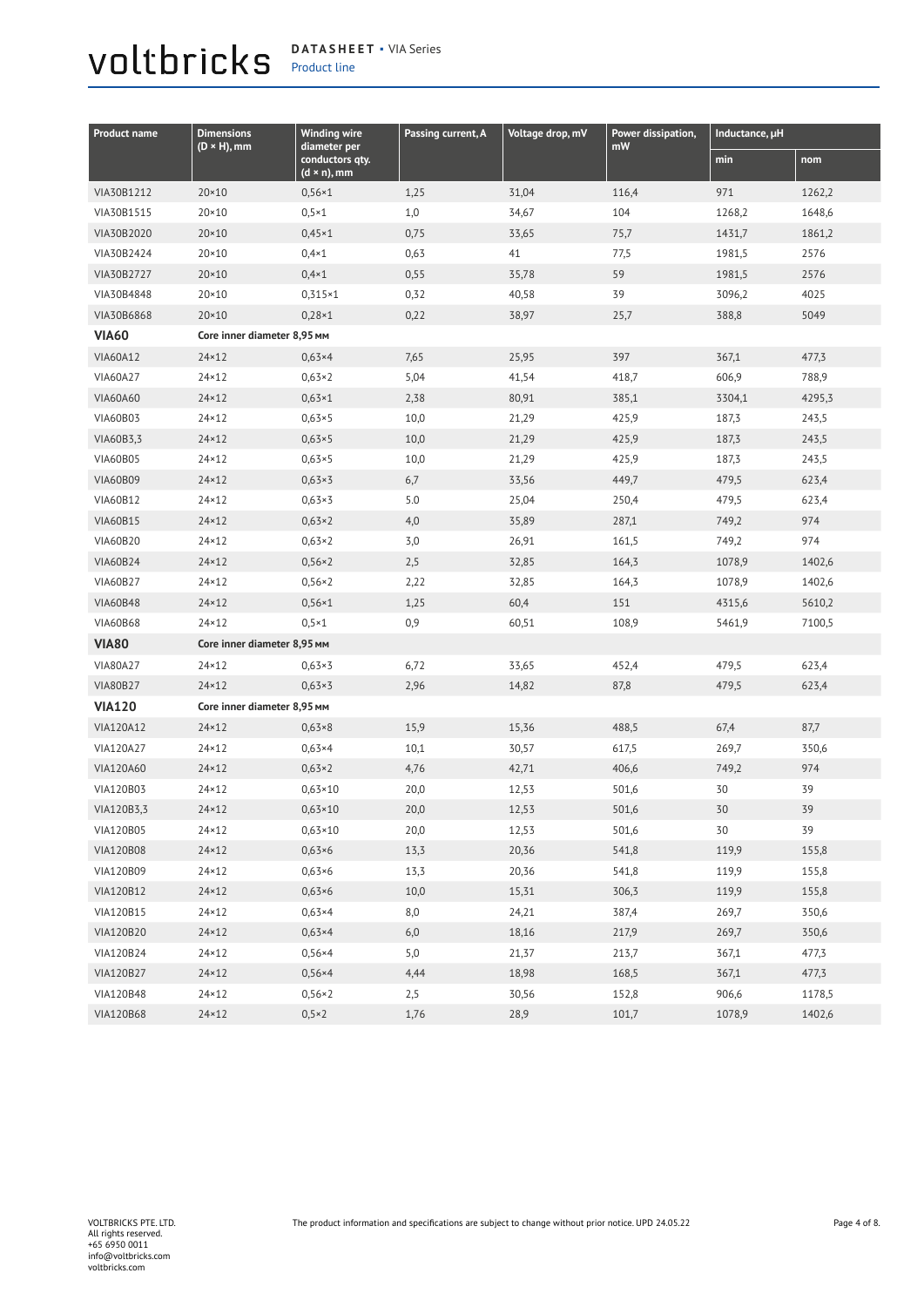| Product name | Dimensions (D × H), mm | Winding wire diameter per conductors qty. (d × n), mm | Passing current, A | Voltage drop, mV | Power dissipation, mW | Inductance, µH | |
|---|---|---|---|---|---|---|---|
| | | | | | | min | nom |
| VIA30B1212 | 20×10 | 0,56×1 | 1,25 | 31,04 | 116,4 | 971 | 1262,2 |
| VIA30B1515 | 20×10 | 0,5×1 | 1,0 | 34,67 | 104 | 1268,2 | 1648,6 |
| VIA30B2020 | 20×10 | 0,45×1 | 0,75 | 33,65 | 75,7 | 1431,7 | 1861,2 |
| VIA30B2424 | 20×10 | 0,4×1 | 0,63 | 41 | 77,5 | 1981,5 | 2576 |
| VIA30B2727 | 20×10 | 0,4×1 | 0,55 | 35,78 | 59 | 1981,5 | 2576 |
| VIA30B4848 | 20×10 | 0,315×1 | 0,32 | 40,58 | 39 | 3096,2 | 4025 |
| VIA30B6868 | 20×10 | 0,28×1 | 0,22 | 38,97 | 25,7 | 388,8 | 5049 |
| **VIA60** | **Core inner diameter 8,95 мм** | | | | | | |
| VIA60A12 | 24×12 | 0,63×4 | 7,65 | 25,95 | 397 | 367,1 | 477,3 |
| VIA60A27 | 24×12 | 0,63×2 | 5,04 | 41,54 | 418,7 | 606,9 | 788,9 |
| VIA60A60 | 24×12 | 0,63×1 | 2,38 | 80,91 | 385,1 | 3304,1 | 4295,3 |
| VIA60B03 | 24×12 | 0,63×5 | 10,0 | 21,29 | 425,9 | 187,3 | 243,5 |
| VIA60B3,3 | 24×12 | 0,63×5 | 10,0 | 21,29 | 425,9 | 187,3 | 243,5 |
| VIA60B05 | 24×12 | 0,63×5 | 10,0 | 21,29 | 425,9 | 187,3 | 243,5 |
| VIA60B09 | 24×12 | 0,63×3 | 6,7 | 33,56 | 449,7 | 479,5 | 623,4 |
| VIA60B12 | 24×12 | 0,63×3 | 5.0 | 25,04 | 250,4 | 479,5 | 623,4 |
| VIA60B15 | 24×12 | 0,63×2 | 4,0 | 35,89 | 287,1 | 749,2 | 974 |
| VIA60B20 | 24×12 | 0,63×2 | 3,0 | 26,91 | 161,5 | 749,2 | 974 |
| VIA60B24 | 24×12 | 0,56×2 | 2,5 | 32,85 | 164,3 | 1078,9 | 1402,6 |
| VIA60B27 | 24×12 | 0,56×2 | 2,22 | 32,85 | 164,3 | 1078,9 | 1402,6 |
| VIA60B48 | 24×12 | 0,56×1 | 1,25 | 60,4 | 151 | 4315,6 | 5610,2 |
| VIA60B68 | 24×12 | 0,5×1 | 0,9 | 60,51 | 108,9 | 5461,9 | 7100,5 |
| **VIA80** | **Core inner diameter 8,95 мм** | | | | | | |
| VIA80A27 | 24×12 | 0,63×3 | 6,72 | 33,65 | 452,4 | 479,5 | 623,4 |
| VIA80B27 | 24×12 | 0,63×3 | 2,96 | 14,82 | 87,8 | 479,5 | 623,4 |
| **VIA120** | **Core inner diameter 8,95 мм** | | | | | | |
| VIA120A12 | 24×12 | 0,63×8 | 15,9 | 15,36 | 488,5 | 67,4 | 87,7 |
| VIA120A27 | 24×12 | 0,63×4 | 10,1 | 30,57 | 617,5 | 269,7 | 350,6 |
| VIA120A60 | 24×12 | 0,63×2 | 4,76 | 42,71 | 406,6 | 749,2 | 974 |
| VIA120B03 | 24×12 | 0,63×10 | 20,0 | 12,53 | 501,6 | 30 | 39 |
| VIA120B3,3 | 24×12 | 0,63×10 | 20,0 | 12,53 | 501,6 | 30 | 39 |
| VIA120B05 | 24×12 | 0,63×10 | 20,0 | 12,53 | 501,6 | 30 | 39 |
| VIA120B08 | 24×12 | 0,63×6 | 13,3 | 20,36 | 541,8 | 119,9 | 155,8 |
| VIA120B09 | 24×12 | 0,63×6 | 13,3 | 20,36 | 541,8 | 119,9 | 155,8 |
| VIA120B12 | 24×12 | 0,63×6 | 10,0 | 15,31 | 306,3 | 119,9 | 155,8 |
| VIA120B15 | 24×12 | 0,63×4 | 8,0 | 24,21 | 387,4 | 269,7 | 350,6 |
| VIA120B20 | 24×12 | 0,63×4 | 6,0 | 18,16 | 217,9 | 269,7 | 350,6 |
| VIA120B24 | 24×12 | 0,56×4 | 5,0 | 21,37 | 213,7 | 367,1 | 477,3 |
| VIA120B27 | 24×12 | 0,56×4 | 4,44 | 18,98 | 168,5 | 367,1 | 477,3 |
| VIA120B48 | 24×12 | 0,56×2 | 2,5 | 30,56 | 152,8 | 906,6 | 1178,5 |
| VIA120B68 | 24×12 | 0,5×2 | 1,76 | 28,9 | 101,7 | 1078,9 | 1402,6 |

VOLTBRICKS PTE. LTD.
All rights reserved.
+65 6950 0011
info@voltbricks.com
voltbricks.com

The product information and specifications are subject to change without prior notice. UPD 24.05.22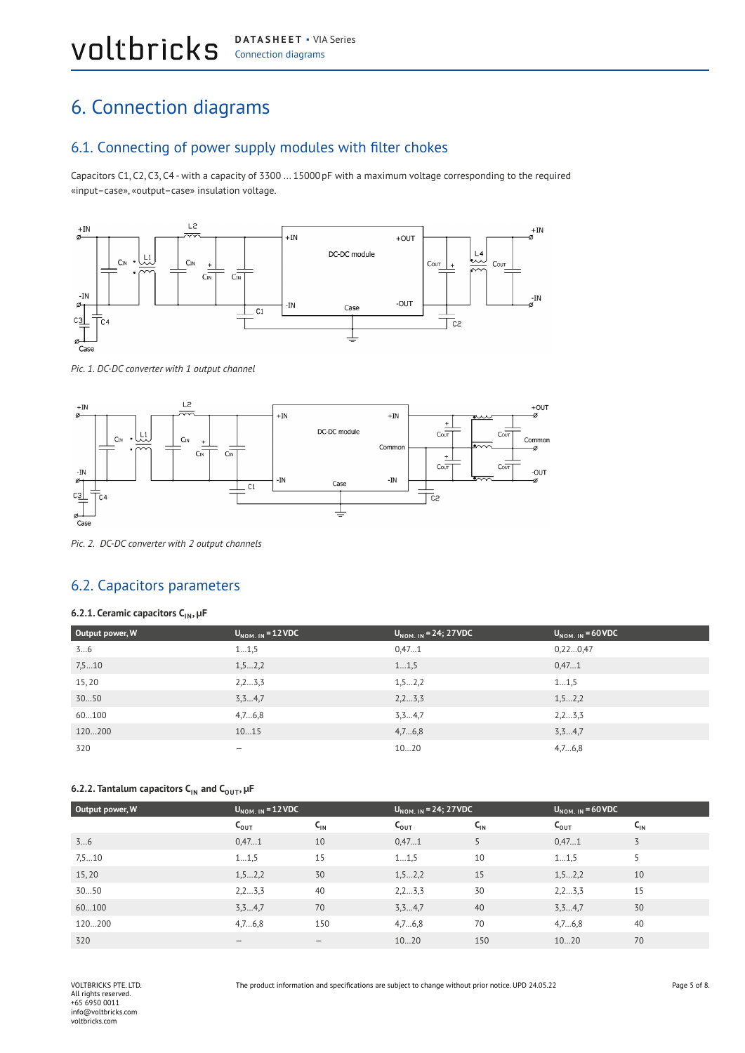# 6. Connection diagrams

## 6.1. Connecting of power supply modules with filter chokes

Capacitors C1, C2, C3, C4 - with a capacity of 3300 … 15000 pF with a maximum voltage corresponding to the required «input–case», «output–case» insulation voltage.

*Pic. 1. DC-DC converter with 1 output channel*

*Pic. 2. DC-DC converter with 2 output channels*

## 6.2. Capacitors parameters

### 6.2.1. Ceramic capacitors $C_{IN}$, μF

| Output power, W | $U_{NOM.\ IN}$ = 12 VDC | $U_{NOM.\ IN}$ = 24; 27 VDC | $U_{NOM.\ IN}$ = 60 VDC |
|---|---|---|---|
| 3…6 | 1…1,5 | 0,47…1 | 0,22…0,47 |
| 7,5…10 | 1,5…2,2 | 1…1,5 | 0,47…1 |
| 15, 20 | 2,2…3,3 | 1,5…2,2 | 1…1,5 |
| 30…50 | 3,3…4,7 | 2,2…3,3 | 1,5…2,2 |
| 60…100 | 4,7…6,8 | 3,3…4,7 | 2,2…3,3 |
| 120…200 | 10…15 | 4,7…6,8 | 3,3…4,7 |
| 320 | – | 10…20 | 4,7…6,8 |

### 6.2.2. Tantalum capacitors $C_{IN}$ and $C_{OUT}$, μF

| Output power, W | $U_{NOM.\ IN}$ = 12 VDC | | $U_{NOM.\ IN}$ = 24; 27 VDC | | $U_{NOM.\ IN}$ = 60 VDC | |
|---|---|---|---|---|---|---|
| | $C_{OUT}$ | $C_{IN}$ | $C_{OUT}$ | $C_{IN}$ | $C_{OUT}$ | $C_{IN}$ |
| 3…6 | 0,47…1 | 10 | 0,47…1 | 5 | 0,47…1 | 3 |
| 7,5…10 | 1…1,5 | 15 | 1…1,5 | 10 | 1…1,5 | 5 |
| 15, 20 | 1,5…2,2 | 30 | 1,5…2,2 | 15 | 1,5…2,2 | 10 |
| 30…50 | 2,2…3,3 | 40 | 2,2…3,3 | 30 | 2,2…3,3 | 15 |
| 60…100 | 3,3…4,7 | 70 | 3,3…4,7 | 40 | 3,3…4,7 | 30 |
| 120…200 | 4,7…6,8 | 150 | 4,7…6,8 | 70 | 4,7…6,8 | 40 |
| 320 | – | – | 10…20 | 150 | 10…20 | 70 |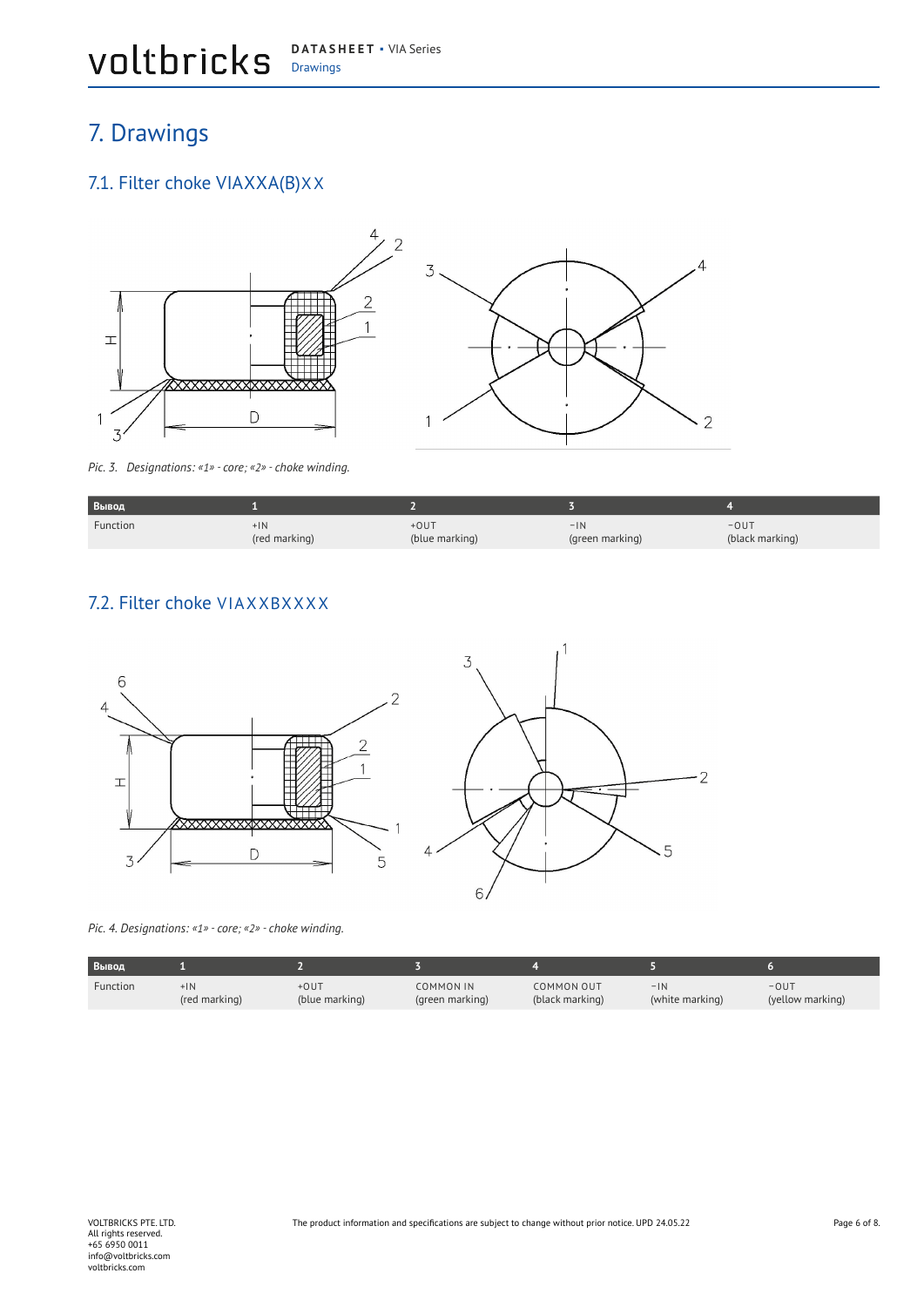# 7. Drawings

## 7.1. Filter choke VIAXXA(B)XX

*Pic. 3. Designations: «1» - core; «2» - choke winding.*

| Вывод | 1 | 2 | 3 | 4 |
|---|---|---|---|---|
| Function | +IN (red marking) | +OUT (blue marking) | −IN (green marking) | −OUT (black marking) |

## 7.2. Filter choke VIAXXBXXXX

*Pic. 4. Designations: «1» - core; «2» - choke winding.*

| Вывод | 1 | 2 | 3 | 4 | 5 | 6 |
|---|---|---|---|---|---|---|
| Function | +IN (red marking) | +OUT (blue marking) | COMMON IN (green marking) | COMMON OUT (black marking) | −IN (white marking) | −OUT (yellow marking) |

VOLTBRICKS PTE. LTD.
All rights reserved.
+65 6950 0011
info@voltbricks.com
voltbricks.com

The product information and specifications are subject to change without prior notice. UPD 24.05.22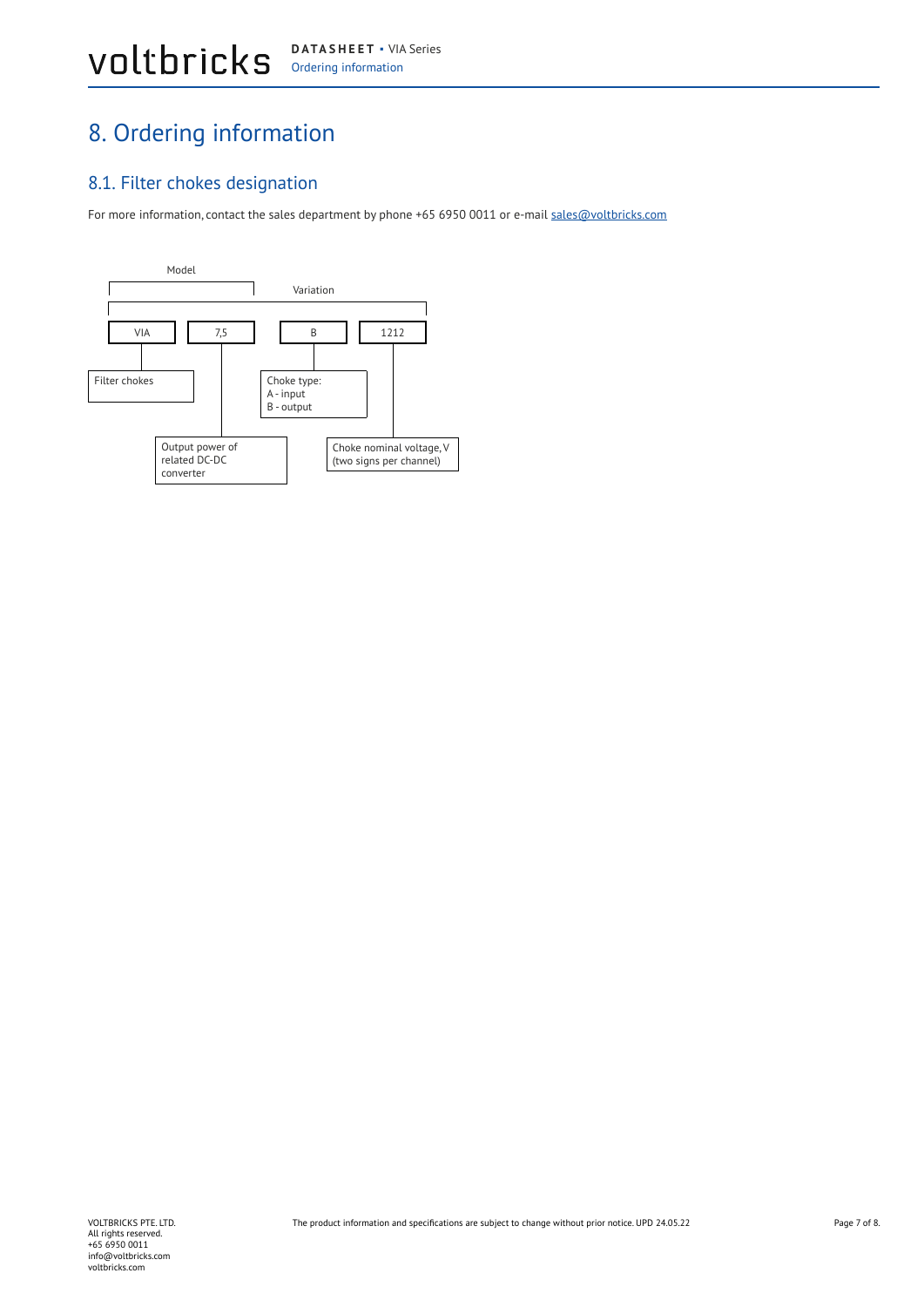# 8. Ordering information

## 8.1. Filter chokes designation

For more information, contact the sales department by phone +65 6950 0011 or e-mail sales@voltbricks.com

Model

Variation

| VIA | 7,5 | B | 1212 |
|---|---|---|---|
| Filter chokes | Output power of related DC-DC converter | Choke type: A - input B - output | Choke nominal voltage, V (two signs per channel) |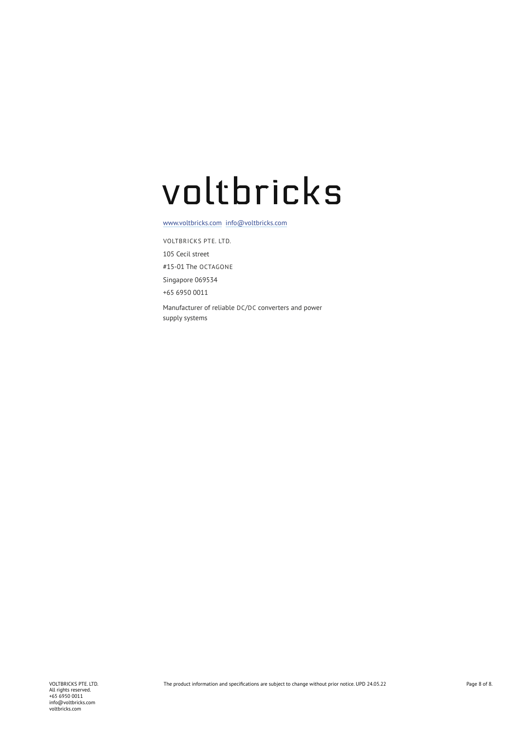# voltbricks

www.voltbricks.com info@voltbricks.com

VOLTBRICKS PTE. LTD.

105 Cecil street

#15-01 The OCTAGONE

Singapore 069534

+65 6950 0011

Manufacturer of reliable DC/DC converters and power supply systems